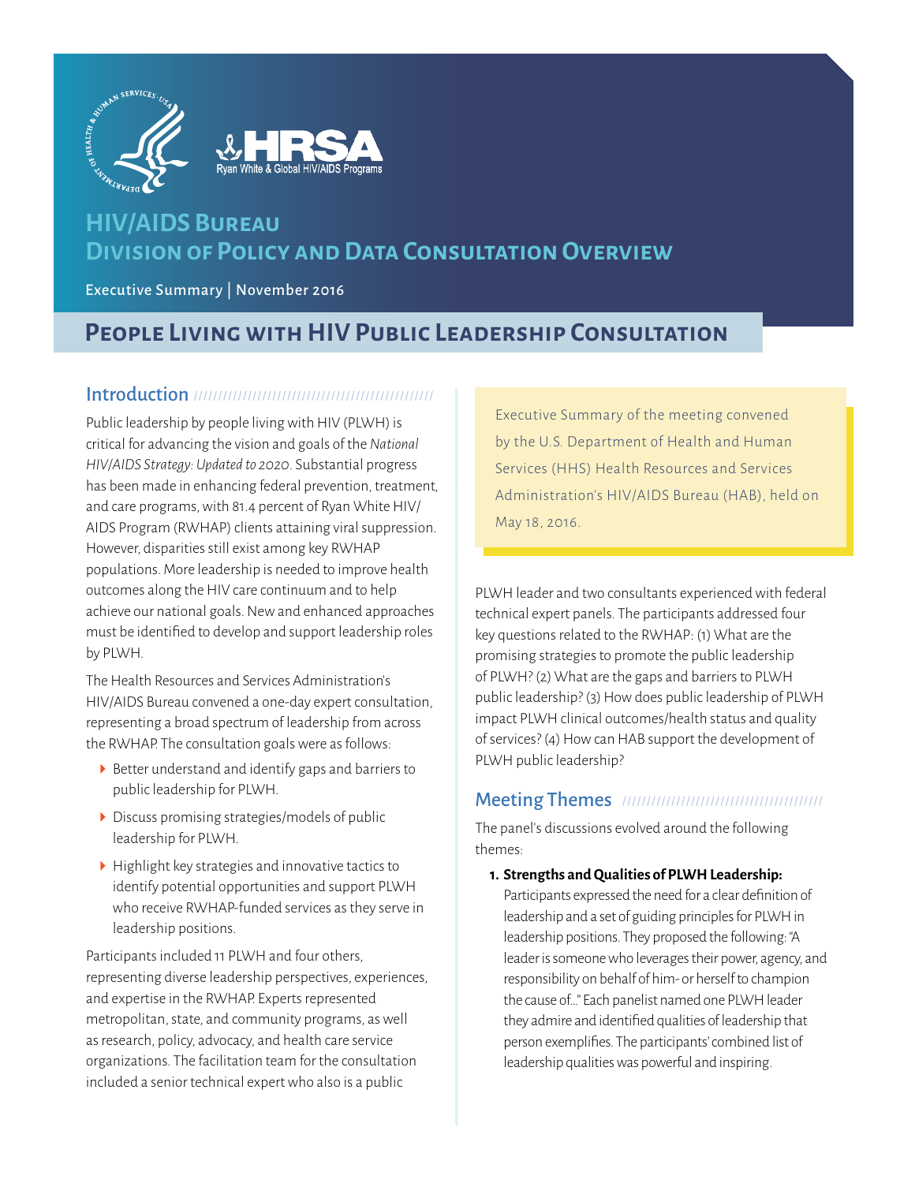# HIV/AIDS Bureau
# Division of Policy and Data Consultation Overview

Executive Summary | November 2016

## People Living with HIV Public Leadership Consultation

> Executive Summary of the meeting convened by the U.S. Department of Health and Human Services (HHS) Health Resources and Services Administration's HIV/AIDS Bureau (HAB), held on May 18, 2016.

### Introduction

Public leadership by people living with HIV (PLWH) is critical for advancing the vision and goals of the *National HIV/AIDS Strategy: Updated to 2020*. Substantial progress has been made in enhancing federal prevention, treatment, and care programs, with 81.4 percent of Ryan White HIV/AIDS Program (RWHAP) clients attaining viral suppression. However, disparities still exist among key RWHAP populations. More leadership is needed to improve health outcomes along the HIV care continuum and to help achieve our national goals. New and enhanced approaches must be identified to develop and support leadership roles by PLWH.

The Health Resources and Services Administration's HIV/AIDS Bureau convened a one-day expert consultation, representing a broad spectrum of leadership from across the RWHAP. The consultation goals were as follows:

- Better understand and identify gaps and barriers to public leadership for PLWH.
- Discuss promising strategies/models of public leadership for PLWH.
- Highlight key strategies and innovative tactics to identify potential opportunities and support PLWH who receive RWHAP-funded services as they serve in leadership positions.

Participants included 11 PLWH and four others, representing diverse leadership perspectives, experiences, and expertise in the RWHAP. Experts represented metropolitan, state, and community programs, as well as research, policy, advocacy, and health care service organizations. The facilitation team for the consultation included a senior technical expert who also is a public PLWH leader and two consultants experienced with federal technical expert panels. The participants addressed four key questions related to the RWHAP: (1) What are the promising strategies to promote the public leadership of PLWH? (2) What are the gaps and barriers to PLWH public leadership? (3) How does public leadership of PLWH impact PLWH clinical outcomes/health status and quality of services? (4) How can HAB support the development of PLWH public leadership?

### Meeting Themes

The panel's discussions evolved around the following themes:

1. **Strengths and Qualities of PLWH Leadership:** Participants expressed the need for a clear definition of leadership and a set of guiding principles for PLWH in leadership positions. They proposed the following: "A leader is someone who leverages their power, agency, and responsibility on behalf of him- or herself to champion the cause of..." Each panelist named one PLWH leader they admire and identified qualities of leadership that person exemplifies. The participants' combined list of leadership qualities was powerful and inspiring.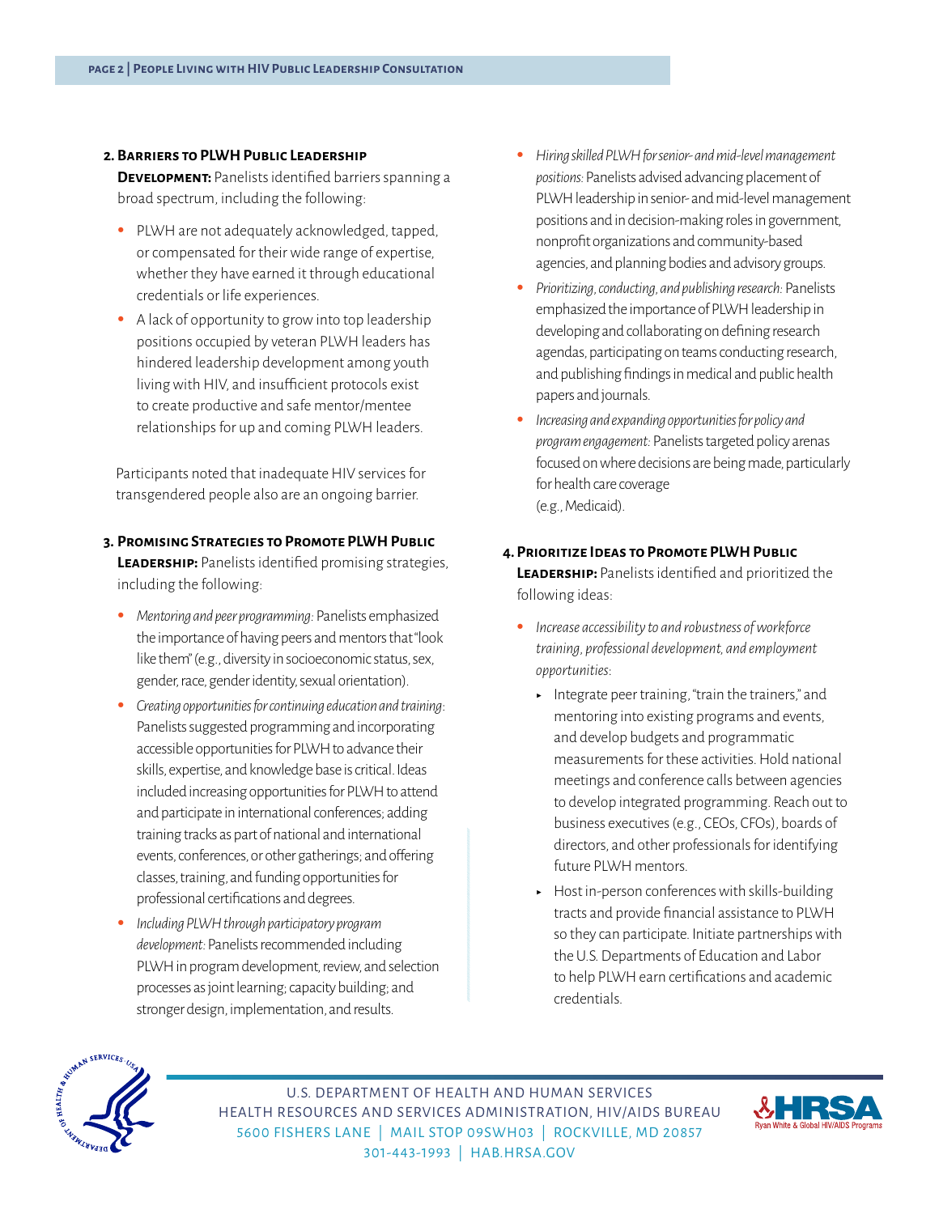2. **Barriers to PLWH Public Leadership Development:** Panelists identified barriers spanning a broad spectrum, including the following:

- PLWH are not adequately acknowledged, tapped, or compensated for their wide range of expertise, whether they have earned it through educational credentials or life experiences.
- A lack of opportunity to grow into top leadership positions occupied by veteran PLWH leaders has hindered leadership development among youth living with HIV, and insufficient protocols exist to create productive and safe mentor/mentee relationships for up and coming PLWH leaders.

Participants noted that inadequate HIV services for transgendered people also are an ongoing barrier.

3. **Promising Strategies to Promote PLWH Public Leadership:** Panelists identified promising strategies, including the following:

- *Mentoring and peer programming:* Panelists emphasized the importance of having peers and mentors that "look like them" (e.g., diversity in socioeconomic status, sex, gender, race, gender identity, sexual orientation).
- *Creating opportunities for continuing education and training:* Panelists suggested programming and incorporating accessible opportunities for PLWH to advance their skills, expertise, and knowledge base is critical. Ideas included increasing opportunities for PLWH to attend and participate in international conferences; adding training tracks as part of national and international events, conferences, or other gatherings; and offering classes, training, and funding opportunities for professional certifications and degrees.
- *Including PLWH through participatory program development:* Panelists recommended including PLWH in program development, review, and selection processes as joint learning; capacity building; and stronger design, implementation, and results.
- *Hiring skilled PLWH for senior- and mid-level management positions:* Panelists advised advancing placement of PLWH leadership in senior- and mid-level management positions and in decision-making roles in government, nonprofit organizations and community-based agencies, and planning bodies and advisory groups.
- *Prioritizing, conducting, and publishing research:* Panelists emphasized the importance of PLWH leadership in developing and collaborating on defining research agendas, participating on teams conducting research, and publishing findings in medical and public health papers and journals.
- *Increasing and expanding opportunities for policy and program engagement:* Panelists targeted policy arenas focused on where decisions are being made, particularly for health care coverage (e.g., Medicaid).

4. **Prioritize Ideas to Promote PLWH Public Leadership:** Panelists identified and prioritized the following ideas:

- *Increase accessibility to and robustness of workforce training, professional development, and employment opportunities:*
  - Integrate peer training, "train the trainers," and mentoring into existing programs and events, and develop budgets and programmatic measurements for these activities. Hold national meetings and conference calls between agencies to develop integrated programming. Reach out to business executives (e.g., CEOs, CFOs), boards of directors, and other professionals for identifying future PLWH mentors.
  - Host in-person conferences with skills-building tracts and provide financial assistance to PLWH so they can participate. Initiate partnerships with the U.S. Departments of Education and Labor to help PLWH earn certifications and academic credentials.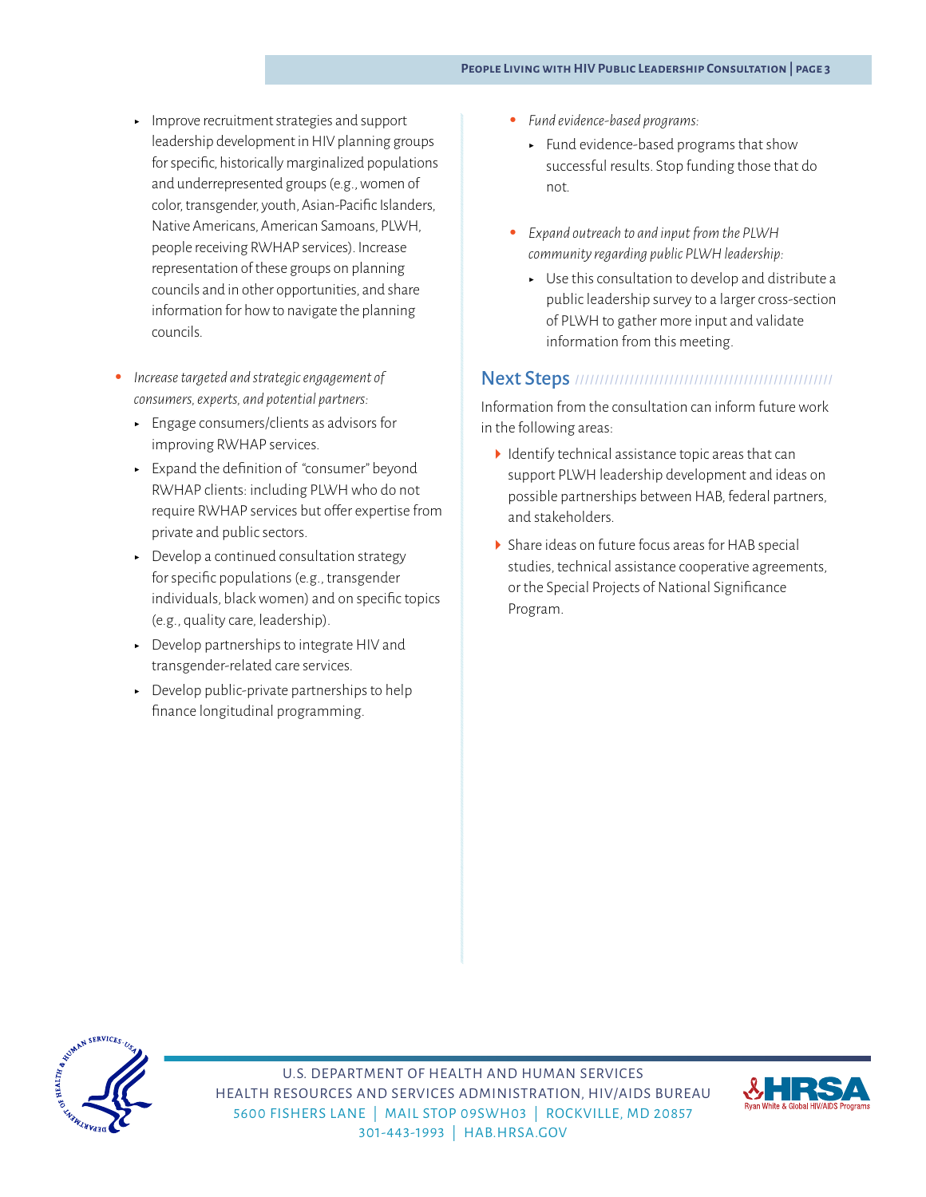- Improve recruitment strategies and support leadership development in HIV planning groups for specific, historically marginalized populations and underrepresented groups (e.g., women of color, transgender, youth, Asian-Pacific Islanders, Native Americans, American Samoans, PLWH, people receiving RWHAP services). Increase representation of these groups on planning councils and in other opportunities, and share information for how to navigate the planning councils.

- *Increase targeted and strategic engagement of consumers, experts, and potential partners:*
  - Engage consumers/clients as advisors for improving RWHAP services.
  - Expand the definition of "consumer" beyond RWHAP clients: including PLWH who do not require RWHAP services but offer expertise from private and public sectors.
  - Develop a continued consultation strategy for specific populations (e.g., transgender individuals, black women) and on specific topics (e.g., quality care, leadership).
  - Develop partnerships to integrate HIV and transgender-related care services.
  - Develop public-private partnerships to help finance longitudinal programming.

- *Fund evidence-based programs:*
  - Fund evidence-based programs that show successful results. Stop funding those that do not.

- *Expand outreach to and input from the PLWH community regarding public PLWH leadership:*
  - Use this consultation to develop and distribute a public leadership survey to a larger cross-section of PLWH to gather more input and validate information from this meeting.

## Next Steps

Information from the consultation can inform future work in the following areas:

- Identify technical assistance topic areas that can support PLWH leadership development and ideas on possible partnerships between HAB, federal partners, and stakeholders.
- Share ideas on future focus areas for HAB special studies, technical assistance cooperative agreements, or the Special Projects of National Significance Program.

U.S. DEPARTMENT OF HEALTH AND HUMAN SERVICES
HEALTH RESOURCES AND SERVICES ADMINISTRATION, HIV/AIDS BUREAU
5600 FISHERS LANE | MAIL STOP 09SWH03 | ROCKVILLE, MD 20857
301-443-1993 | HAB.HRSA.GOV